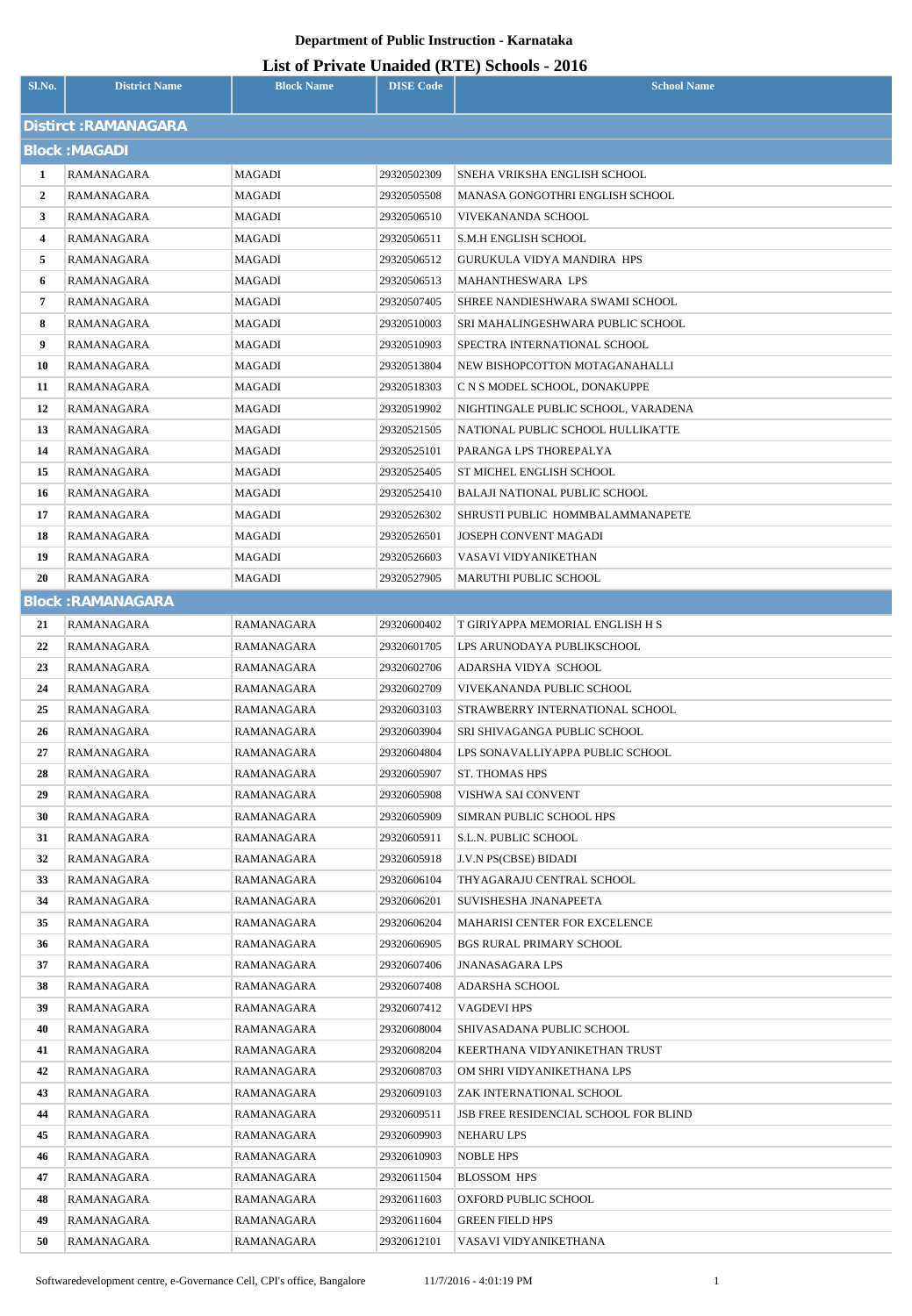**Department of Public Instruction - Karnataka**

## List of Private Unaided (RTE) Schools - 2016

| Sl.No. | District Name | Block Name | DISE Code | School Name |
|---|---|---|---|---|
| **Distirct :RAMANAGARA** | | | | |
| **Block :MAGADI** | | | | |
| 1 | RAMANAGARA | MAGADI | 29320502309 | SNEHA VRIKSHA ENGLISH SCHOOL |
| 2 | RAMANAGARA | MAGADI | 29320505508 | MANASA GONGOTHRI ENGLISH SCHOOL |
| 3 | RAMANAGARA | MAGADI | 29320506510 | VIVEKANANDA SCHOOL |
| 4 | RAMANAGARA | MAGADI | 29320506511 | S.M.H ENGLISH SCHOOL |
| 5 | RAMANAGARA | MAGADI | 29320506512 | GURUKULA VIDYA MANDIRA HPS |
| 6 | RAMANAGARA | MAGADI | 29320506513 | MAHANTHESWARA LPS |
| 7 | RAMANAGARA | MAGADI | 29320507405 | SHREE NANDIESHWARA SWAMI SCHOOL |
| 8 | RAMANAGARA | MAGADI | 29320510003 | SRI MAHALINGESHWARA PUBLIC SCHOOL |
| 9 | RAMANAGARA | MAGADI | 29320510903 | SPECTRA INTERNATIONAL SCHOOL |
| 10 | RAMANAGARA | MAGADI | 29320513804 | NEW BISHOPCOTTON MOTAGANAHALLI |
| 11 | RAMANAGARA | MAGADI | 29320518303 | C N S MODEL SCHOOL, DONAKUPPE |
| 12 | RAMANAGARA | MAGADI | 29320519902 | NIGHTINGALE PUBLIC SCHOOL, VARADENA |
| 13 | RAMANAGARA | MAGADI | 29320521505 | NATIONAL PUBLIC SCHOOL HULLIKATTE |
| 14 | RAMANAGARA | MAGADI | 29320525101 | PARANGA LPS THOREPALYA |
| 15 | RAMANAGARA | MAGADI | 29320525405 | ST MICHEL ENGLISH SCHOOL |
| 16 | RAMANAGARA | MAGADI | 29320525410 | BALAJI NATIONAL PUBLIC SCHOOL |
| 17 | RAMANAGARA | MAGADI | 29320526302 | SHRUSTI PUBLIC HOMMBALAMMANAPETE |
| 18 | RAMANAGARA | MAGADI | 29320526501 | JOSEPH CONVENT MAGADI |
| 19 | RAMANAGARA | MAGADI | 29320526603 | VASAVI VIDYANIKETHAN |
| 20 | RAMANAGARA | MAGADI | 29320527905 | MARUTHI PUBLIC SCHOOL |
| **Block :RAMANAGARA** | | | | |
| 21 | RAMANAGARA | RAMANAGARA | 29320600402 | T GIRIYAPPA MEMORIAL ENGLISH H S |
| 22 | RAMANAGARA | RAMANAGARA | 29320601705 | LPS ARUNODAYA PUBLIKSCHOOL |
| 23 | RAMANAGARA | RAMANAGARA | 29320602706 | ADARSHA VIDYA SCHOOL |
| 24 | RAMANAGARA | RAMANAGARA | 29320602709 | VIVEKANANDA PUBLIC SCHOOL |
| 25 | RAMANAGARA | RAMANAGARA | 29320603103 | STRAWBERRY INTERNATIONAL SCHOOL |
| 26 | RAMANAGARA | RAMANAGARA | 29320603904 | SRI SHIVAGANGA PUBLIC SCHOOL |
| 27 | RAMANAGARA | RAMANAGARA | 29320604804 | LPS SONAVALLIYAPPA PUBLIC SCHOOL |
| 28 | RAMANAGARA | RAMANAGARA | 29320605907 | ST. THOMAS HPS |
| 29 | RAMANAGARA | RAMANAGARA | 29320605908 | VISHWA SAI CONVENT |
| 30 | RAMANAGARA | RAMANAGARA | 29320605909 | SIMRAN PUBLIC SCHOOL HPS |
| 31 | RAMANAGARA | RAMANAGARA | 29320605911 | S.L.N. PUBLIC SCHOOL |
| 32 | RAMANAGARA | RAMANAGARA | 29320605918 | J.V.N PS(CBSE) BIDADI |
| 33 | RAMANAGARA | RAMANAGARA | 29320606104 | THYAGARAJU CENTRAL SCHOOL |
| 34 | RAMANAGARA | RAMANAGARA | 29320606201 | SUVISHESHA JNANAPEETA |
| 35 | RAMANAGARA | RAMANAGARA | 29320606204 | MAHARISI CENTER FOR EXCELENCE |
| 36 | RAMANAGARA | RAMANAGARA | 29320606905 | BGS RURAL PRIMARY SCHOOL |
| 37 | RAMANAGARA | RAMANAGARA | 29320607406 | JNANASAGARA LPS |
| 38 | RAMANAGARA | RAMANAGARA | 29320607408 | ADARSHA SCHOOL |
| 39 | RAMANAGARA | RAMANAGARA | 29320607412 | VAGDEVI HPS |
| 40 | RAMANAGARA | RAMANAGARA | 29320608004 | SHIVASADANA PUBLIC SCHOOL |
| 41 | RAMANAGARA | RAMANAGARA | 29320608204 | KEERTHANA VIDYANIKETHAN TRUST |
| 42 | RAMANAGARA | RAMANAGARA | 29320608703 | OM SHRI VIDYANIKETHANA LPS |
| 43 | RAMANAGARA | RAMANAGARA | 29320609103 | ZAK INTERNATIONAL SCHOOL |
| 44 | RAMANAGARA | RAMANAGARA | 29320609511 | JSB FREE RESIDENCIAL SCHOOL FOR BLIND |
| 45 | RAMANAGARA | RAMANAGARA | 29320609903 | NEHARU LPS |
| 46 | RAMANAGARA | RAMANAGARA | 29320610903 | NOBLE HPS |
| 47 | RAMANAGARA | RAMANAGARA | 29320611504 | BLOSSOM HPS |
| 48 | RAMANAGARA | RAMANAGARA | 29320611603 | OXFORD PUBLIC SCHOOL |
| 49 | RAMANAGARA | RAMANAGARA | 29320611604 | GREEN FIELD HPS |
| 50 | RAMANAGARA | RAMANAGARA | 29320612101 | VASAVI VIDYANIKETHANA |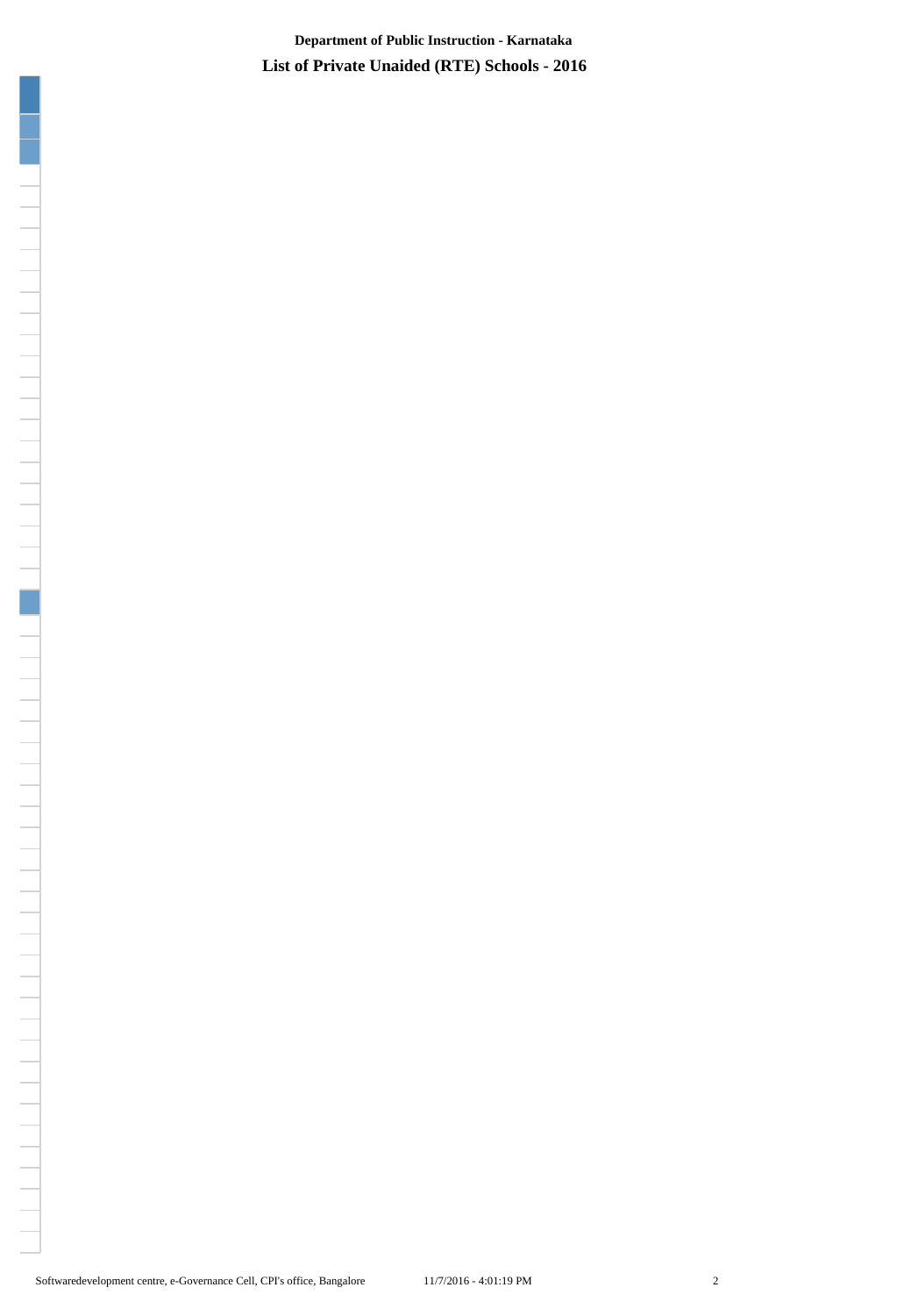**Department of Public Instruction - Karnataka**

**List of Private Unaided (RTE) Schools - 2016**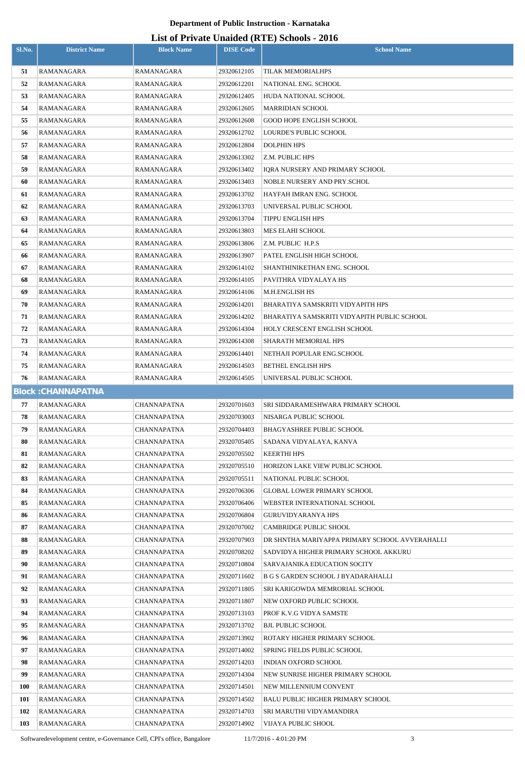## Department of Public Instruction - Karnataka

## List of Private Unaided (RTE) Schools - 2016

| Sl.No. | District Name | Block Name | DISE Code | School Name |
|---|---|---|---|---|
| 51 | RAMANAGARA | RAMANAGARA | 29320612105 | TILAK MEMORIALHPS |
| 52 | RAMANAGARA | RAMANAGARA | 29320612201 | NATIONAL ENG. SCHOOL |
| 53 | RAMANAGARA | RAMANAGARA | 29320612405 | HUDA NATIONAL SCHOOL |
| 54 | RAMANAGARA | RAMANAGARA | 29320612605 | MARRIDIAN SCHOOL |
| 55 | RAMANAGARA | RAMANAGARA | 29320612608 | GOOD HOPE ENGLISH SCHOOL |
| 56 | RAMANAGARA | RAMANAGARA | 29320612702 | LOURDE'S PUBLIC SCHOOL |
| 57 | RAMANAGARA | RAMANAGARA | 29320612804 | DOLPHIN HPS |
| 58 | RAMANAGARA | RAMANAGARA | 29320613302 | Z.M. PUBLIC HPS |
| 59 | RAMANAGARA | RAMANAGARA | 29320613402 | IQRA NURSERY AND PRIMARY SCHOOL |
| 60 | RAMANAGARA | RAMANAGARA | 29320613403 | NOBLE NURSERY AND PRY.SCHOL |
| 61 | RAMANAGARA | RAMANAGARA | 29320613702 | HAYFAH IMRAN ENG. SCHOOL |
| 62 | RAMANAGARA | RAMANAGARA | 29320613703 | UNIVERSAL PUBLIC SCHOOL |
| 63 | RAMANAGARA | RAMANAGARA | 29320613704 | TIPPU ENGLISH HPS |
| 64 | RAMANAGARA | RAMANAGARA | 29320613803 | MES ELAHI SCHOOL |
| 65 | RAMANAGARA | RAMANAGARA | 29320613806 | Z.M. PUBLIC H.P.S |
| 66 | RAMANAGARA | RAMANAGARA | 29320613907 | PATEL ENGLISH HIGH SCHOOL |
| 67 | RAMANAGARA | RAMANAGARA | 29320614102 | SHANTHINIKETHAN ENG. SCHOOL |
| 68 | RAMANAGARA | RAMANAGARA | 29320614105 | PAVITHRA VIDYALAYA HS |
| 69 | RAMANAGARA | RAMANAGARA | 29320614106 | M.H.ENGLISH HS |
| 70 | RAMANAGARA | RAMANAGARA | 29320614201 | BHARATIYA SAMSKRITI VIDYAPITH HPS |
| 71 | RAMANAGARA | RAMANAGARA | 29320614202 | BHARATIYA SAMSKRITI VIDYAPITH PUBLIC SCHOOL |
| 72 | RAMANAGARA | RAMANAGARA | 29320614304 | HOLY CRESCENT ENGLISH SCHOOL |
| 73 | RAMANAGARA | RAMANAGARA | 29320614308 | SHARATH MEMORIAL HPS |
| 74 | RAMANAGARA | RAMANAGARA | 29320614401 | NETHAJI POPULAR ENG.SCHOOL |
| 75 | RAMANAGARA | RAMANAGARA | 29320614503 | BETHEL ENGLISH HPS |
| 76 | RAMANAGARA | RAMANAGARA | 29320614505 | UNIVERSAL PUBLIC SCHOOL |
| **Block :CHANNAPATNA** | | | | |
| 77 | RAMANAGARA | CHANNAPATNA | 29320701603 | SRI SIDDARAMESHWARA PRIMARY SCHOOL |
| 78 | RAMANAGARA | CHANNAPATNA | 29320703003 | NISARGA PUBLIC SCHOOL |
| 79 | RAMANAGARA | CHANNAPATNA | 29320704403 | BHAGYASHREE PUBLIC SCHOOL |
| 80 | RAMANAGARA | CHANNAPATNA | 29320705405 | SADANA VIDYALAYA, KANVA |
| 81 | RAMANAGARA | CHANNAPATNA | 29320705502 | KEERTHI HPS |
| 82 | RAMANAGARA | CHANNAPATNA | 29320705510 | HORIZON LAKE VIEW PUBLIC SCHOOL |
| 83 | RAMANAGARA | CHANNAPATNA | 29320705511 | NATIONAL PUBLIC SCHOOL |
| 84 | RAMANAGARA | CHANNAPATNA | 29320706306 | GLOBAL LOWER PRIMARY SCHOOL |
| 85 | RAMANAGARA | CHANNAPATNA | 29320706406 | WEBSTER INTERNATIONAL SCHOOL |
| 86 | RAMANAGARA | CHANNAPATNA | 29320706804 | GURUVIDYARANYA HPS |
| 87 | RAMANAGARA | CHANNAPATNA | 29320707002 | CAMBRIDGE PUBLIC SHOOL |
| 88 | RAMANAGARA | CHANNAPATNA | 29320707903 | DR SHNTHA MARIYAPPA PRIMARY SCHOOL AVVERAHALLI |
| 89 | RAMANAGARA | CHANNAPATNA | 29320708202 | SADVIDYA HIGHER PRIMARY SCHOOL AKKURU |
| 90 | RAMANAGARA | CHANNAPATNA | 29320710804 | SARVAJANIKA EDUCATION SOCITY |
| 91 | RAMANAGARA | CHANNAPATNA | 29320711602 | B G S GARDEN SCHOOL J BYADARAHALLI |
| 92 | RAMANAGARA | CHANNAPATNA | 29320711805 | SRI KARIGOWDA MEMRORIAL SCHOOL |
| 93 | RAMANAGARA | CHANNAPATNA | 29320711807 | NEW OXFORD PUBLIC SCHOOL |
| 94 | RAMANAGARA | CHANNAPATNA | 29320713103 | PROF K.V.G VIDYA SAMSTE |
| 95 | RAMANAGARA | CHANNAPATNA | 29320713702 | BJL PUBLIC SCHOOL |
| 96 | RAMANAGARA | CHANNAPATNA | 29320713902 | ROTARY HIGHER PRIMARY SCHOOL |
| 97 | RAMANAGARA | CHANNAPATNA | 29320714002 | SPRING FIELDS PUBLIC SCHOOL |
| 98 | RAMANAGARA | CHANNAPATNA | 29320714203 | INDIAN OXFORD SCHOOL |
| 99 | RAMANAGARA | CHANNAPATNA | 29320714304 | NEW SUNRISE HIGHER PRIMARY SCHOOL |
| 100 | RAMANAGARA | CHANNAPATNA | 29320714501 | NEW MILLENNIUM CONVENT |
| 101 | RAMANAGARA | CHANNAPATNA | 29320714502 | BALU PUBLIC HIGHER PRIMARY SCHOOL |
| 102 | RAMANAGARA | CHANNAPATNA | 29320714703 | SRI MARUTHI VIDYAMANDIRA |
| 103 | RAMANAGARA | CHANNAPATNA | 29320714902 | VIJAYA PUBLIC SHOOL |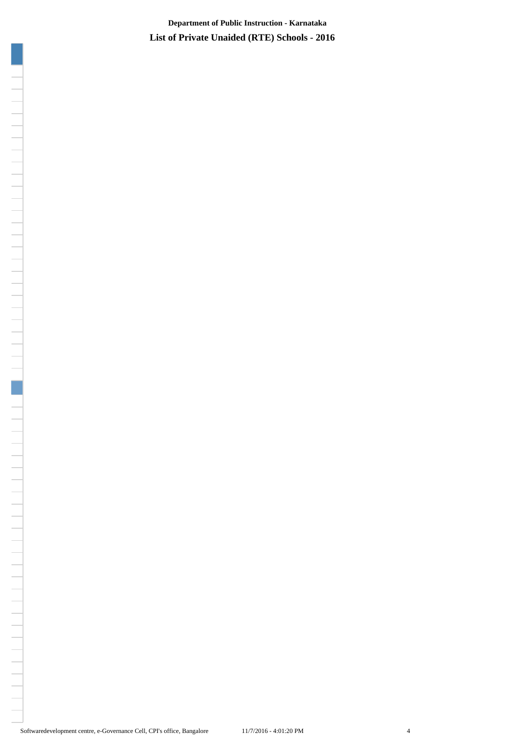**Department of Public Instruction - Karnataka**

**List of Private Unaided (RTE) Schools - 2016**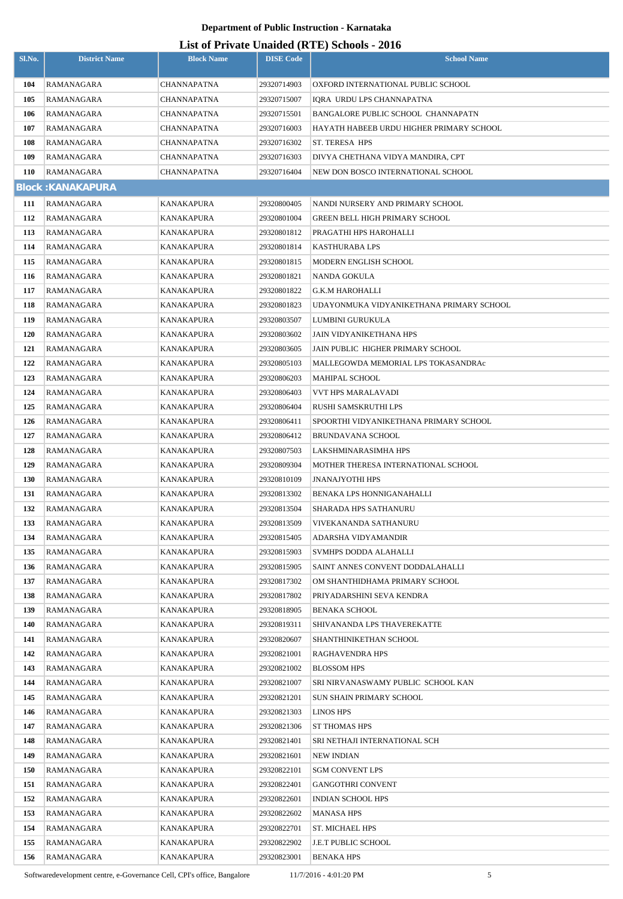# Department of Public Instruction - Karnataka

## List of Private Unaided (RTE) Schools - 2016

| Sl.No. | District Name | Block Name | DISE Code | School Name |
|---|---|---|---|---|
| 104 | RAMANAGARA | CHANNAPATNA | 29320714903 | OXFORD INTERNATIONAL PUBLIC SCHOOL |
| 105 | RAMANAGARA | CHANNAPATNA | 29320715007 | IQRA URDU LPS CHANNAPATNA |
| 106 | RAMANAGARA | CHANNAPATNA | 29320715501 | BANGALORE PUBLIC SCHOOL CHANNAPATN |
| 107 | RAMANAGARA | CHANNAPATNA | 29320716003 | HAYATH HABEEB URDU HIGHER PRIMARY SCHOOL |
| 108 | RAMANAGARA | CHANNAPATNA | 29320716302 | ST. TERESA HPS |
| 109 | RAMANAGARA | CHANNAPATNA | 29320716303 | DIVYA CHETHANA VIDYA MANDIRA, CPT |
| 110 | RAMANAGARA | CHANNAPATNA | 29320716404 | NEW DON BOSCO INTERNATIONAL SCHOOL |
| **Block :KANAKAPURA** | | | | |
| 111 | RAMANAGARA | KANAKAPURA | 29320800405 | NANDI NURSERY AND PRIMARY SCHOOL |
| 112 | RAMANAGARA | KANAKAPURA | 29320801004 | GREEN BELL HIGH PRIMARY SCHOOL |
| 113 | RAMANAGARA | KANAKAPURA | 29320801812 | PRAGATHI HPS HAROHALLI |
| 114 | RAMANAGARA | KANAKAPURA | 29320801814 | KASTHURABA LPS |
| 115 | RAMANAGARA | KANAKAPURA | 29320801815 | MODERN ENGLISH SCHOOL |
| 116 | RAMANAGARA | KANAKAPURA | 29320801821 | NANDA GOKULA |
| 117 | RAMANAGARA | KANAKAPURA | 29320801822 | G.K.M HAROHALLI |
| 118 | RAMANAGARA | KANAKAPURA | 29320801823 | UDAYONMUKA VIDYANIKETHANA PRIMARY SCHOOL |
| 119 | RAMANAGARA | KANAKAPURA | 29320803507 | LUMBINI GURUKULA |
| 120 | RAMANAGARA | KANAKAPURA | 29320803602 | JAIN VIDYANIKETHANA HPS |
| 121 | RAMANAGARA | KANAKAPURA | 29320803605 | JAIN PUBLIC HIGHER PRIMARY SCHOOL |
| 122 | RAMANAGARA | KANAKAPURA | 29320805103 | MALLEGOWDA MEMORIAL LPS TOKASANDRAc |
| 123 | RAMANAGARA | KANAKAPURA | 29320806203 | MAHIPAL SCHOOL |
| 124 | RAMANAGARA | KANAKAPURA | 29320806403 | VVT HPS MARALAVADI |
| 125 | RAMANAGARA | KANAKAPURA | 29320806404 | RUSHI SAMSKRUTHI LPS |
| 126 | RAMANAGARA | KANAKAPURA | 29320806411 | SPOORTHI VIDYANIKETHANA PRIMARY SCHOOL |
| 127 | RAMANAGARA | KANAKAPURA | 29320806412 | BRUNDAVANA SCHOOL |
| 128 | RAMANAGARA | KANAKAPURA | 29320807503 | LAKSHMINARASIMHA HPS |
| 129 | RAMANAGARA | KANAKAPURA | 29320809304 | MOTHER THERESA INTERNATIONAL SCHOOL |
| 130 | RAMANAGARA | KANAKAPURA | 29320810109 | JNANAJYOTHI HPS |
| 131 | RAMANAGARA | KANAKAPURA | 29320813302 | BENAKA LPS HONNIGANAHALLI |
| 132 | RAMANAGARA | KANAKAPURA | 29320813504 | SHARADA HPS SATHANURU |
| 133 | RAMANAGARA | KANAKAPURA | 29320813509 | VIVEKANANDA SATHANURU |
| 134 | RAMANAGARA | KANAKAPURA | 29320815405 | ADARSHA VIDYAMANDIR |
| 135 | RAMANAGARA | KANAKAPURA | 29320815903 | SVMHPS DODDA ALAHALLI |
| 136 | RAMANAGARA | KANAKAPURA | 29320815905 | SAINT ANNES CONVENT DODDALAHALLI |
| 137 | RAMANAGARA | KANAKAPURA | 29320817302 | OM SHANTHIDHAMA PRIMARY SCHOOL |
| 138 | RAMANAGARA | KANAKAPURA | 29320817802 | PRIYADARSHINI SEVA KENDRA |
| 139 | RAMANAGARA | KANAKAPURA | 29320818905 | BENAKA SCHOOL |
| 140 | RAMANAGARA | KANAKAPURA | 29320819311 | SHIVANANDA LPS THAVEREKATTE |
| 141 | RAMANAGARA | KANAKAPURA | 29320820607 | SHANTHINIKETHAN SCHOOL |
| 142 | RAMANAGARA | KANAKAPURA | 29320821001 | RAGHAVENDRA HPS |
| 143 | RAMANAGARA | KANAKAPURA | 29320821002 | BLOSSOM HPS |
| 144 | RAMANAGARA | KANAKAPURA | 29320821007 | SRI NIRVANASWAMY PUBLIC SCHOOL KAN |
| 145 | RAMANAGARA | KANAKAPURA | 29320821201 | SUN SHAIN PRIMARY SCHOOL |
| 146 | RAMANAGARA | KANAKAPURA | 29320821303 | LINOS HPS |
| 147 | RAMANAGARA | KANAKAPURA | 29320821306 | ST THOMAS HPS |
| 148 | RAMANAGARA | KANAKAPURA | 29320821401 | SRI NETHAJI INTERNATIONAL SCH |
| 149 | RAMANAGARA | KANAKAPURA | 29320821601 | NEW INDIAN |
| 150 | RAMANAGARA | KANAKAPURA | 29320822101 | SGM CONVENT LPS |
| 151 | RAMANAGARA | KANAKAPURA | 29320822401 | GANGOTHRI CONVENT |
| 152 | RAMANAGARA | KANAKAPURA | 29320822601 | INDIAN SCHOOL HPS |
| 153 | RAMANAGARA | KANAKAPURA | 29320822602 | MANASA HPS |
| 154 | RAMANAGARA | KANAKAPURA | 29320822701 | ST. MICHAEL HPS |
| 155 | RAMANAGARA | KANAKAPURA | 29320822902 | J.E.T PUBLIC SCHOOL |
| 156 | RAMANAGARA | KANAKAPURA | 29320823001 | BENAKA HPS |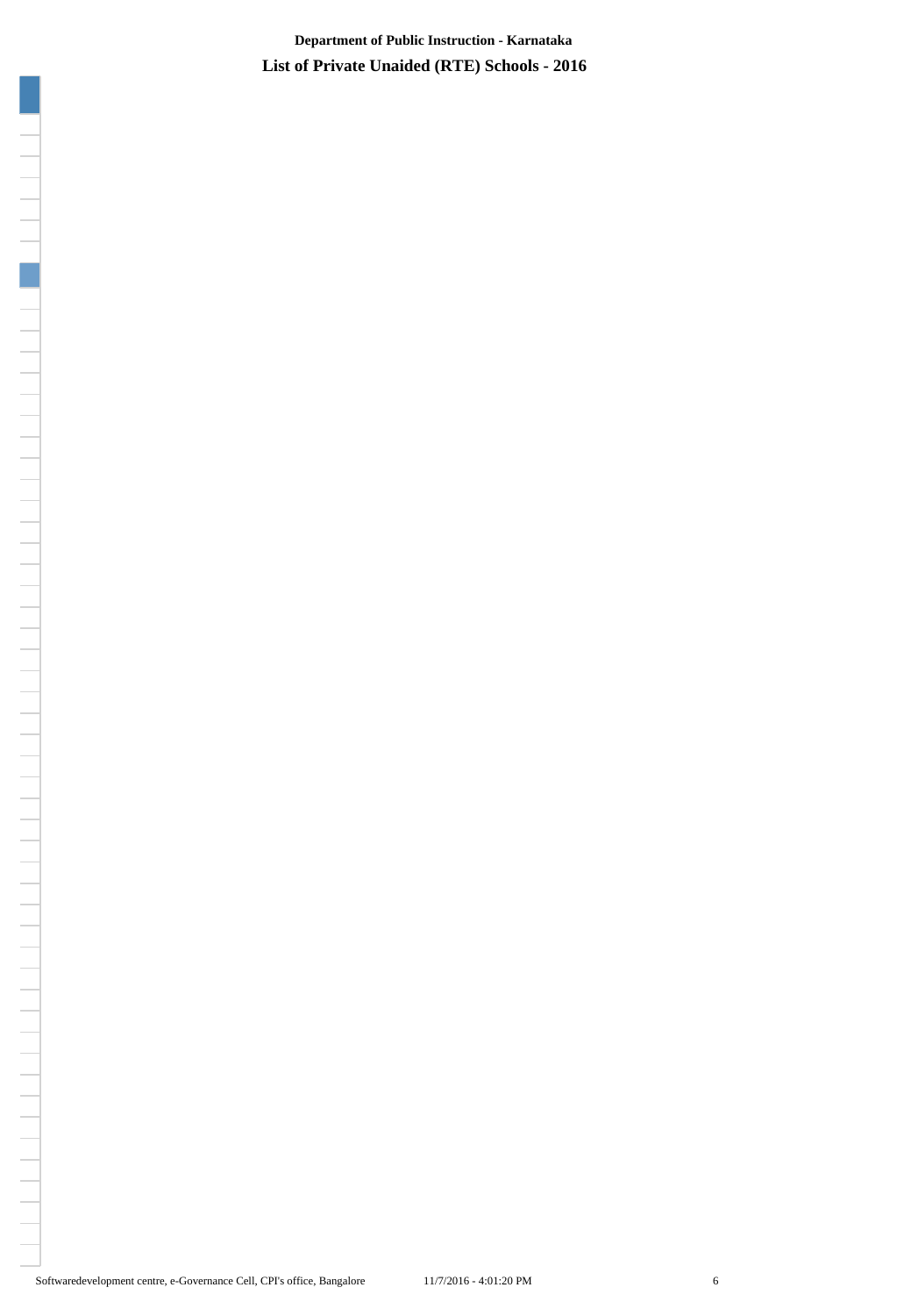**Department of Public Instruction - Karnataka**

**List of Private Unaided (RTE) Schools - 2016**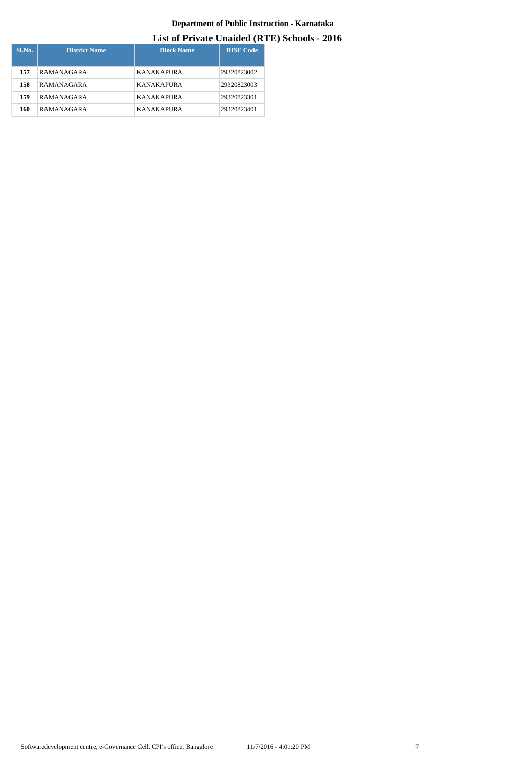**Department of Public Instruction - Karnataka**

## List of Private Unaided (RTE) Schools - 2016

| Sl.No. | District Name | Block Name | DISE Code |
|---|---|---|---|
| **157** | RAMANAGARA | KANAKAPURA | 29320823002 |
| **158** | RAMANAGARA | KANAKAPURA | 29320823003 |
| **159** | RAMANAGARA | KANAKAPURA | 29320823301 |
| **160** | RAMANAGARA | KANAKAPURA | 29320823401 |

Softwaredevelopment centre, e-Governance Cell, CPI's office, Bangalore 11/7/2016 - 4:01:20 PM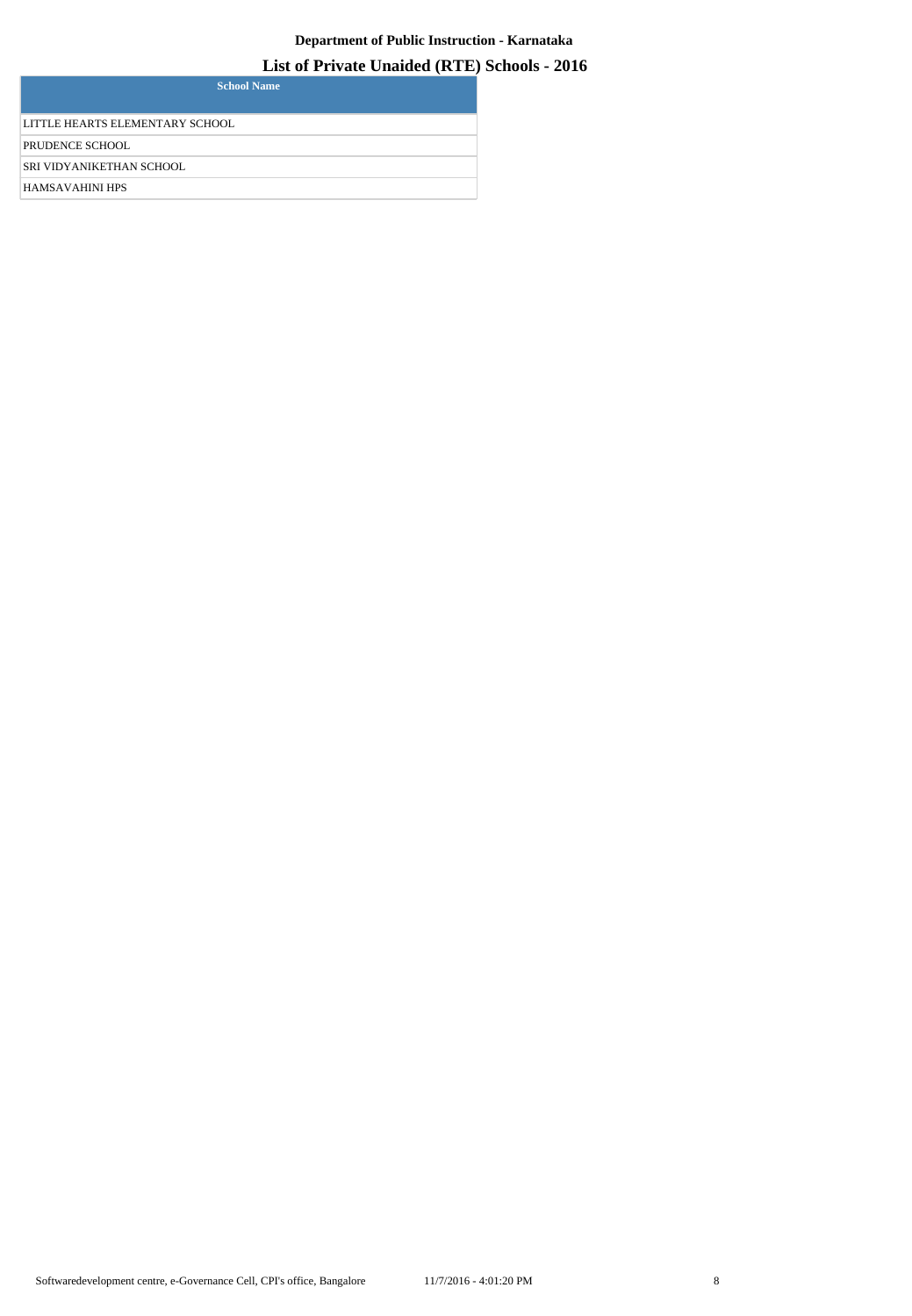**Department of Public Instruction - Karnataka**

# List of Private Unaided (RTE) Schools - 2016

| School Name |
|---|
| LITTLE HEARTS ELEMENTARY SCHOOL |
| PRUDENCE SCHOOL |
| SRI VIDYANIKETHAN SCHOOL |
| HAMSAVAHINI HPS |